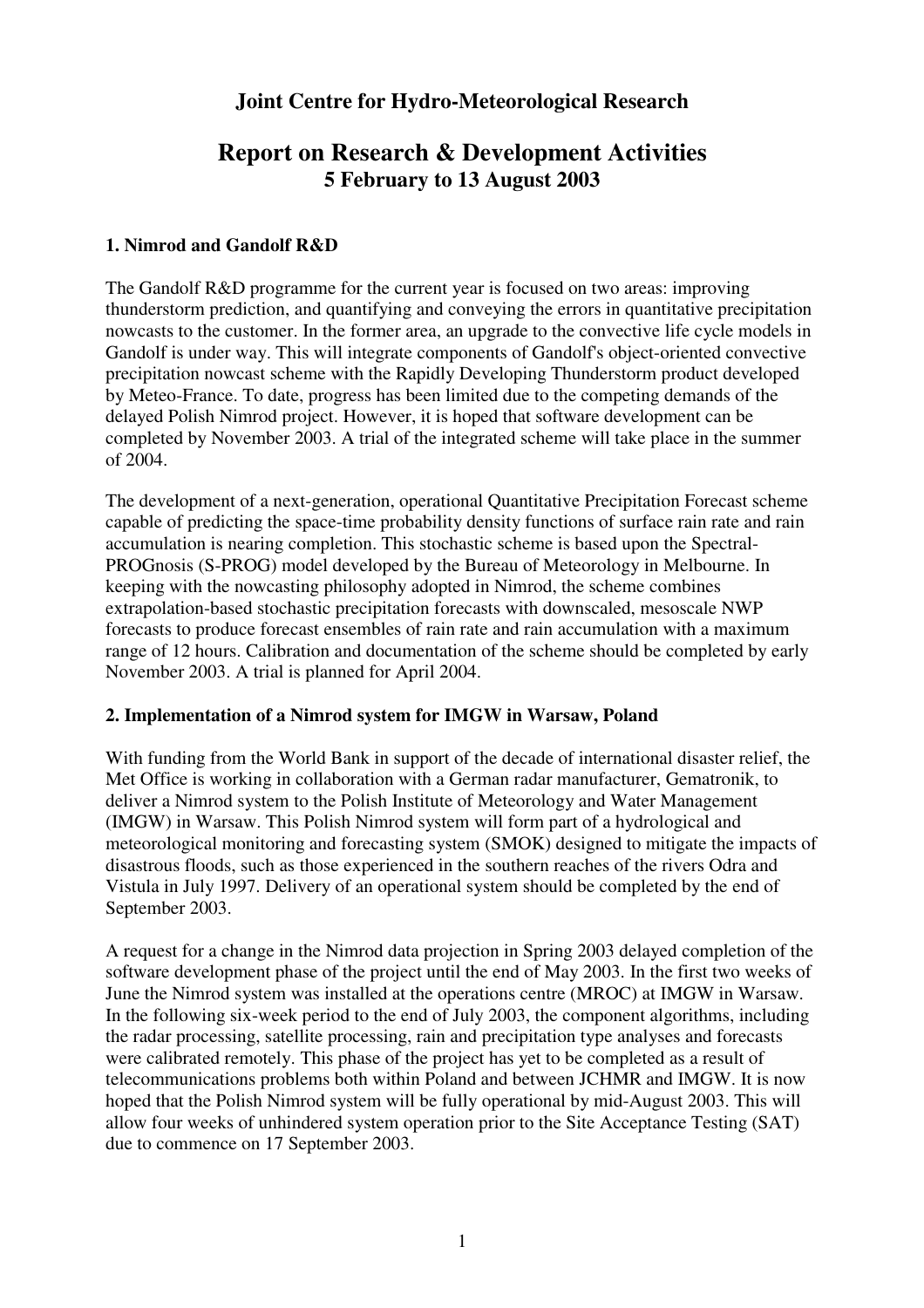# Joint Centre for Hydro-Meteorological Research

## Report on Research & Development Activities

**5 February to 13 August 2003**

### 1. Nimrod and Gandolf R&D

The Gandolf R&D programme for the current year is focused on two areas: improving thunderstorm prediction, and quantifying and conveying the errors in quantitative precipitation nowcasts to the customer. In the former area, an upgrade to the convective life cycle models in Gandolf is under way. This will integrate components of Gandolf's object-oriented convective precipitation nowcast scheme with the Rapidly Developing Thunderstorm product developed by Meteo-France. To date, progress has been limited due to the competing demands of the delayed Polish Nimrod project. However, it is hoped that software development can be completed by November 2003. A trial of the integrated scheme will take place in the summer of 2004.

The development of a next-generation, operational Quantitative Precipitation Forecast scheme capable of predicting the space-time probability density functions of surface rain rate and rain accumulation is nearing completion. This stochastic scheme is based upon the Spectral-PROGnosis (S-PROG) model developed by the Bureau of Meteorology in Melbourne. In keeping with the nowcasting philosophy adopted in Nimrod, the scheme combines extrapolation-based stochastic precipitation forecasts with downscaled, mesoscale NWP forecasts to produce forecast ensembles of rain rate and rain accumulation with a maximum range of 12 hours. Calibration and documentation of the scheme should be completed by early November 2003. A trial is planned for April 2004.

### 2. Implementation of a Nimrod system for IMGW in Warsaw, Poland

With funding from the World Bank in support of the decade of international disaster relief, the Met Office is working in collaboration with a German radar manufacturer, Gematronik, to deliver a Nimrod system to the Polish Institute of Meteorology and Water Management (IMGW) in Warsaw. This Polish Nimrod system will form part of a hydrological and meteorological monitoring and forecasting system (SMOK) designed to mitigate the impacts of disastrous floods, such as those experienced in the southern reaches of the rivers Odra and Vistula in July 1997. Delivery of an operational system should be completed by the end of September 2003.

A request for a change in the Nimrod data projection in Spring 2003 delayed completion of the software development phase of the project until the end of May 2003. In the first two weeks of June the Nimrod system was installed at the operations centre (MROC) at IMGW in Warsaw. In the following six-week period to the end of July 2003, the component algorithms, including the radar processing, satellite processing, rain and precipitation type analyses and forecasts were calibrated remotely. This phase of the project has yet to be completed as a result of telecommunications problems both within Poland and between JCHMR and IMGW. It is now hoped that the Polish Nimrod system will be fully operational by mid-August 2003. This will allow four weeks of unhindered system operation prior to the Site Acceptance Testing (SAT) due to commence on 17 September 2003.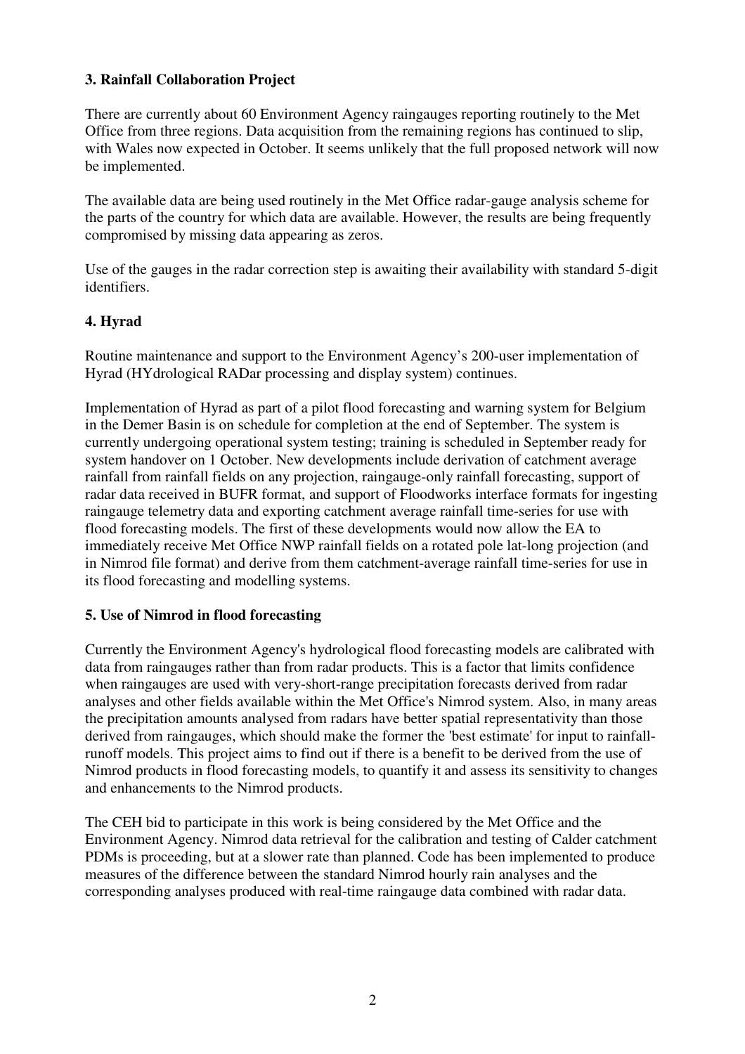### 3. Rainfall Collaboration Project

There are currently about 60 Environment Agency raingauges reporting routinely to the Met Office from three regions. Data acquisition from the remaining regions has continued to slip, with Wales now expected in October. It seems unlikely that the full proposed network will now be implemented.

The available data are being used routinely in the Met Office radar-gauge analysis scheme for the parts of the country for which data are available. However, the results are being frequently compromised by missing data appearing as zeros.

Use of the gauges in the radar correction step is awaiting their availability with standard 5-digit identifiers.

### 4. Hyrad

Routine maintenance and support to the Environment Agency's 200-user implementation of Hyrad (HYdrological RADar processing and display system) continues.

Implementation of Hyrad as part of a pilot flood forecasting and warning system for Belgium in the Demer Basin is on schedule for completion at the end of September. The system is currently undergoing operational system testing; training is scheduled in September ready for system handover on 1 October. New developments include derivation of catchment average rainfall from rainfall fields on any projection, raingauge-only rainfall forecasting, support of radar data received in BUFR format, and support of Floodworks interface formats for ingesting raingauge telemetry data and exporting catchment average rainfall time-series for use with flood forecasting models. The first of these developments would now allow the EA to immediately receive Met Office NWP rainfall fields on a rotated pole lat-long projection (and in Nimrod file format) and derive from them catchment-average rainfall time-series for use in its flood forecasting and modelling systems.

### 5. Use of Nimrod in flood forecasting

Currently the Environment Agency's hydrological flood forecasting models are calibrated with data from raingauges rather than from radar products. This is a factor that limits confidence when raingauges are used with very-short-range precipitation forecasts derived from radar analyses and other fields available within the Met Office's Nimrod system. Also, in many areas the precipitation amounts analysed from radars have better spatial representativity than those derived from raingauges, which should make the former the 'best estimate' for input to rainfall-runoff models. This project aims to find out if there is a benefit to be derived from the use of Nimrod products in flood forecasting models, to quantify it and assess its sensitivity to changes and enhancements to the Nimrod products.

The CEH bid to participate in this work is being considered by the Met Office and the Environment Agency. Nimrod data retrieval for the calibration and testing of Calder catchment PDMs is proceeding, but at a slower rate than planned. Code has been implemented to produce measures of the difference between the standard Nimrod hourly rain analyses and the corresponding analyses produced with real-time raingauge data combined with radar data.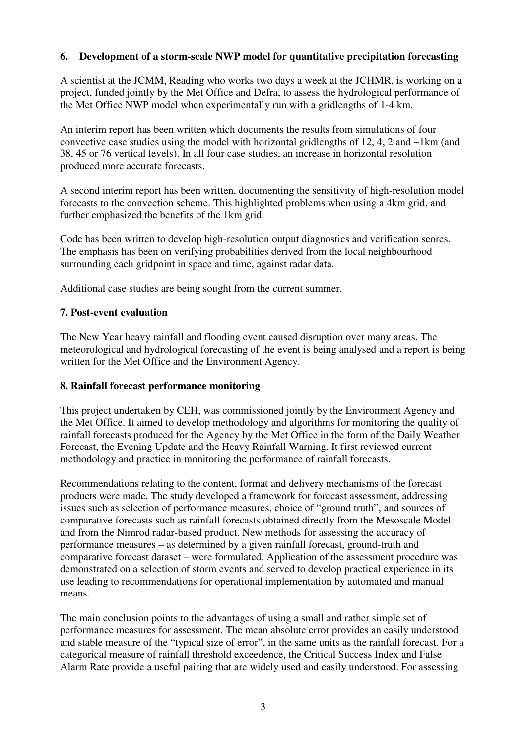## 6. Development of a storm-scale NWP model for quantitative precipitation forecasting

A scientist at the JCMM, Reading who works two days a week at the JCHMR, is working on a project, funded jointly by the Met Office and Defra, to assess the hydrological performance of the Met Office NWP model when experimentally run with a gridlengths of 1-4 km.

An interim report has been written which documents the results from simulations of four convective case studies using the model with horizontal gridlengths of 12, 4, 2 and ~1km (and 38, 45 or 76 vertical levels). In all four case studies, an increase in horizontal resolution produced more accurate forecasts.

A second interim report has been written, documenting the sensitivity of high-resolution model forecasts to the convection scheme. This highlighted problems when using a 4km grid, and further emphasized the benefits of the 1km grid.

Code has been written to develop high-resolution output diagnostics and verification scores. The emphasis has been on verifying probabilities derived from the local neighbourhood surrounding each gridpoint in space and time, against radar data.

Additional case studies are being sought from the current summer.

## 7. Post-event evaluation

The New Year heavy rainfall and flooding event caused disruption over many areas. The meteorological and hydrological forecasting of the event is being analysed and a report is being written for the Met Office and the Environment Agency.

## 8. Rainfall forecast performance monitoring

This project undertaken by CEH, was commissioned jointly by the Environment Agency and the Met Office. It aimed to develop methodology and algorithms for monitoring the quality of rainfall forecasts produced for the Agency by the Met Office in the form of the Daily Weather Forecast, the Evening Update and the Heavy Rainfall Warning. It first reviewed current methodology and practice in monitoring the performance of rainfall forecasts.

Recommendations relating to the content, format and delivery mechanisms of the forecast products were made. The study developed a framework for forecast assessment, addressing issues such as selection of performance measures, choice of "ground truth", and sources of comparative forecasts such as rainfall forecasts obtained directly from the Mesoscale Model and from the Nimrod radar-based product. New methods for assessing the accuracy of performance measures – as determined by a given rainfall forecast, ground-truth and comparative forecast dataset – were formulated. Application of the assessment procedure was demonstrated on a selection of storm events and served to develop practical experience in its use leading to recommendations for operational implementation by automated and manual means.

The main conclusion points to the advantages of using a small and rather simple set of performance measures for assessment. The mean absolute error provides an easily understood and stable measure of the "typical size of error", in the same units as the rainfall forecast. For a categorical measure of rainfall threshold exceedence, the Critical Success Index and False Alarm Rate provide a useful pairing that are widely used and easily understood. For assessing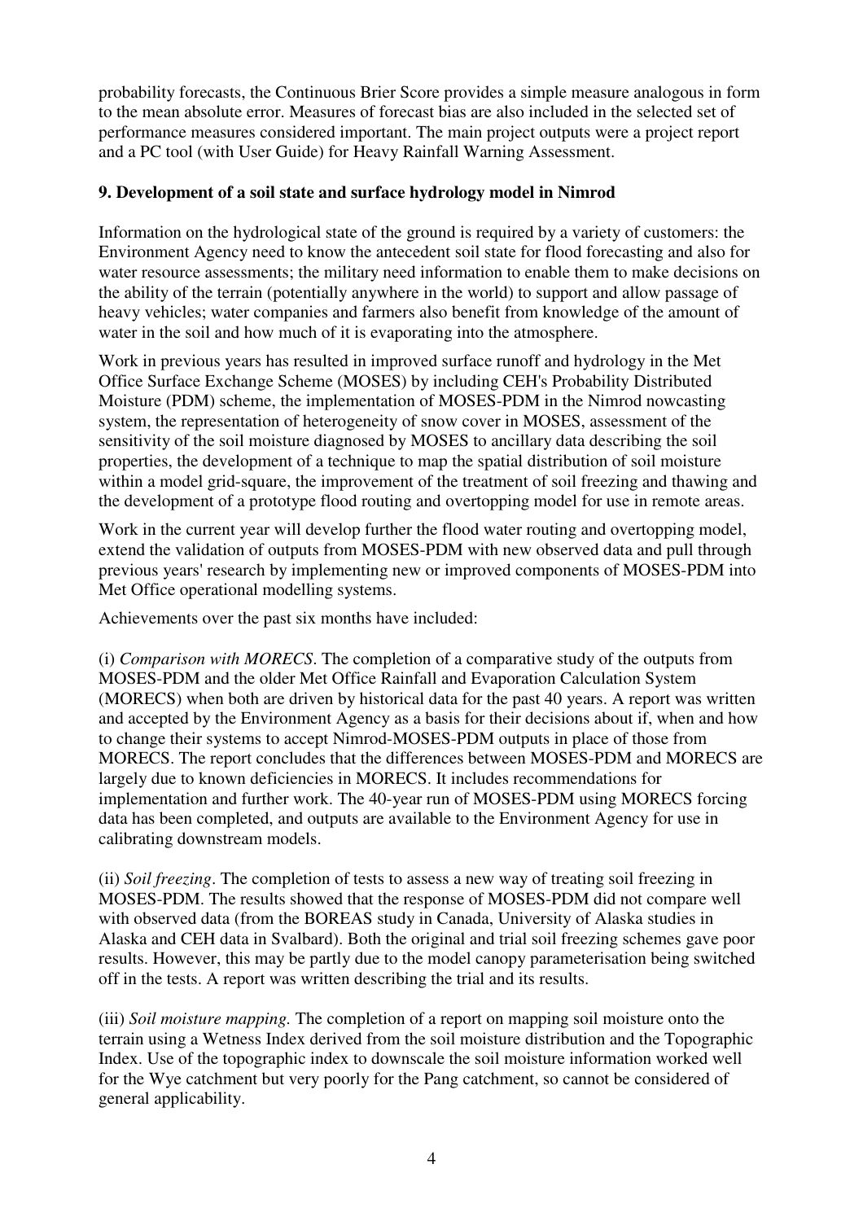probability forecasts, the Continuous Brier Score provides a simple measure analogous in form to the mean absolute error. Measures of forecast bias are also included in the selected set of performance measures considered important. The main project outputs were a project report and a PC tool (with User Guide) for Heavy Rainfall Warning Assessment.

### 9. Development of a soil state and surface hydrology model in Nimrod

Information on the hydrological state of the ground is required by a variety of customers: the Environment Agency need to know the antecedent soil state for flood forecasting and also for water resource assessments; the military need information to enable them to make decisions on the ability of the terrain (potentially anywhere in the world) to support and allow passage of heavy vehicles; water companies and farmers also benefit from knowledge of the amount of water in the soil and how much of it is evaporating into the atmosphere.

Work in previous years has resulted in improved surface runoff and hydrology in the Met Office Surface Exchange Scheme (MOSES) by including CEH's Probability Distributed Moisture (PDM) scheme, the implementation of MOSES-PDM in the Nimrod nowcasting system, the representation of heterogeneity of snow cover in MOSES, assessment of the sensitivity of the soil moisture diagnosed by MOSES to ancillary data describing the soil properties, the development of a technique to map the spatial distribution of soil moisture within a model grid-square, the improvement of the treatment of soil freezing and thawing and the development of a prototype flood routing and overtopping model for use in remote areas.

Work in the current year will develop further the flood water routing and overtopping model, extend the validation of outputs from MOSES-PDM with new observed data and pull through previous years' research by implementing new or improved components of MOSES-PDM into Met Office operational modelling systems.

Achievements over the past six months have included:

(i) *Comparison with MORECS*. The completion of a comparative study of the outputs from MOSES-PDM and the older Met Office Rainfall and Evaporation Calculation System (MORECS) when both are driven by historical data for the past 40 years. A report was written and accepted by the Environment Agency as a basis for their decisions about if, when and how to change their systems to accept Nimrod-MOSES-PDM outputs in place of those from MORECS. The report concludes that the differences between MOSES-PDM and MORECS are largely due to known deficiencies in MORECS. It includes recommendations for implementation and further work. The 40-year run of MOSES-PDM using MORECS forcing data has been completed, and outputs are available to the Environment Agency for use in calibrating downstream models.

(ii) *Soil freezing*. The completion of tests to assess a new way of treating soil freezing in MOSES-PDM. The results showed that the response of MOSES-PDM did not compare well with observed data (from the BOREAS study in Canada, University of Alaska studies in Alaska and CEH data in Svalbard). Both the original and trial soil freezing schemes gave poor results. However, this may be partly due to the model canopy parameterisation being switched off in the tests. A report was written describing the trial and its results.

(iii) *Soil moisture mapping.* The completion of a report on mapping soil moisture onto the terrain using a Wetness Index derived from the soil moisture distribution and the Topographic Index. Use of the topographic index to downscale the soil moisture information worked well for the Wye catchment but very poorly for the Pang catchment, so cannot be considered of general applicability.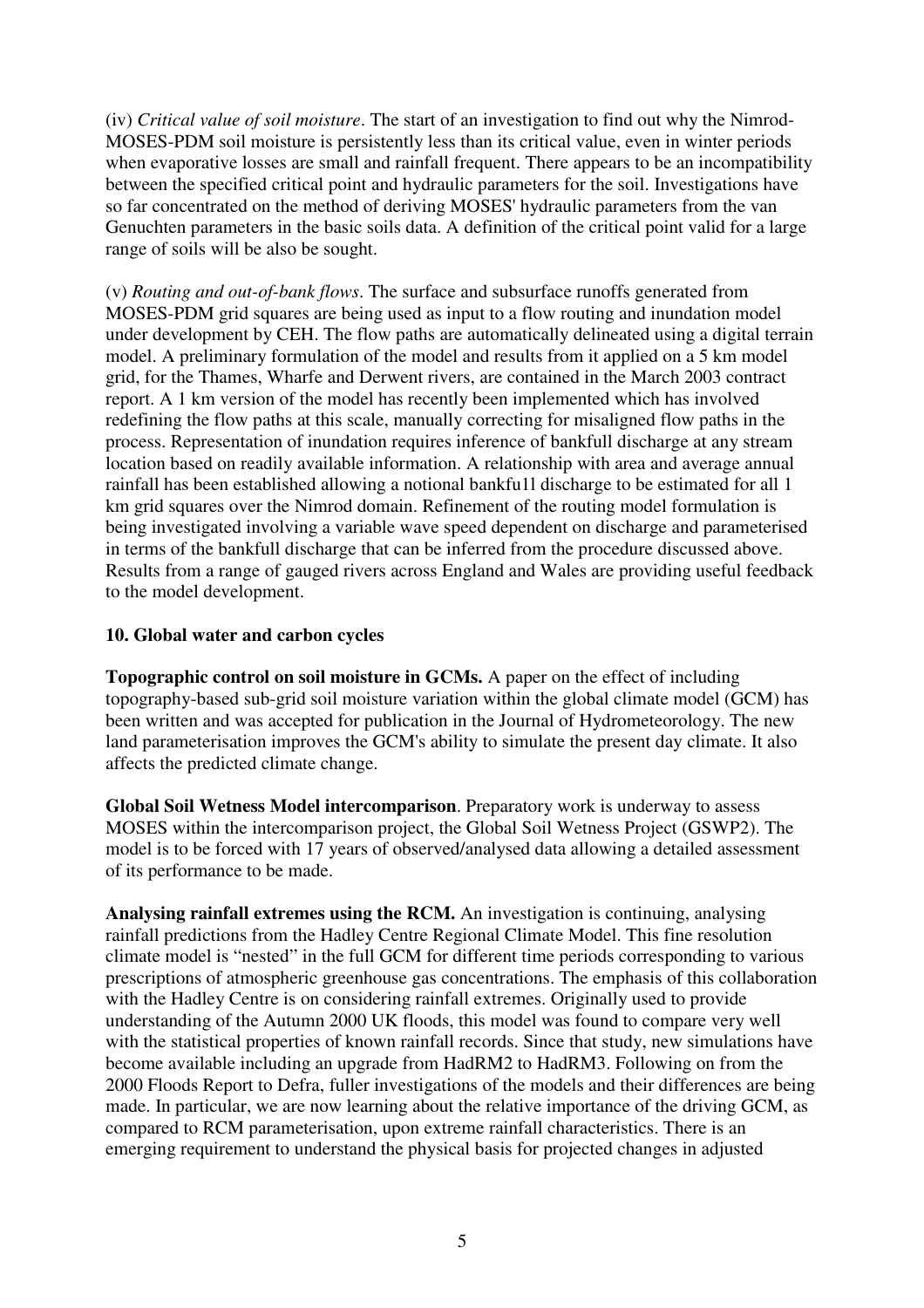(iv) *Critical value of soil moisture*. The start of an investigation to find out why the Nimrod-MOSES-PDM soil moisture is persistently less than its critical value, even in winter periods when evaporative losses are small and rainfall frequent. There appears to be an incompatibility between the specified critical point and hydraulic parameters for the soil. Investigations have so far concentrated on the method of deriving MOSES' hydraulic parameters from the van Genuchten parameters in the basic soils data. A definition of the critical point valid for a large range of soils will be also be sought.

(v) *Routing and out-of-bank flows*. The surface and subsurface runoffs generated from MOSES-PDM grid squares are being used as input to a flow routing and inundation model under development by CEH. The flow paths are automatically delineated using a digital terrain model. A preliminary formulation of the model and results from it applied on a 5 km model grid, for the Thames, Wharfe and Derwent rivers, are contained in the March 2003 contract report. A 1 km version of the model has recently been implemented which has involved redefining the flow paths at this scale, manually correcting for misaligned flow paths in the process. Representation of inundation requires inference of bankfull discharge at any stream location based on readily available information. A relationship with area and average annual rainfall has been established allowing a notional bankfu1l discharge to be estimated for all 1 km grid squares over the Nimrod domain. Refinement of the routing model formulation is being investigated involving a variable wave speed dependent on discharge and parameterised in terms of the bankfull discharge that can be inferred from the procedure discussed above. Results from a range of gauged rivers across England and Wales are providing useful feedback to the model development.

## 10. Global water and carbon cycles

**Topographic control on soil moisture in GCMs.** A paper on the effect of including topography-based sub-grid soil moisture variation within the global climate model (GCM) has been written and was accepted for publication in the Journal of Hydrometeorology. The new land parameterisation improves the GCM's ability to simulate the present day climate. It also affects the predicted climate change.

**Global Soil Wetness Model intercomparison**. Preparatory work is underway to assess MOSES within the intercomparison project, the Global Soil Wetness Project (GSWP2). The model is to be forced with 17 years of observed/analysed data allowing a detailed assessment of its performance to be made.

**Analysing rainfall extremes using the RCM.** An investigation is continuing, analysing rainfall predictions from the Hadley Centre Regional Climate Model. This fine resolution climate model is "nested" in the full GCM for different time periods corresponding to various prescriptions of atmospheric greenhouse gas concentrations. The emphasis of this collaboration with the Hadley Centre is on considering rainfall extremes. Originally used to provide understanding of the Autumn 2000 UK floods, this model was found to compare very well with the statistical properties of known rainfall records. Since that study, new simulations have become available including an upgrade from HadRM2 to HadRM3. Following on from the 2000 Floods Report to Defra, fuller investigations of the models and their differences are being made. In particular, we are now learning about the relative importance of the driving GCM, as compared to RCM parameterisation, upon extreme rainfall characteristics. There is an emerging requirement to understand the physical basis for projected changes in adjusted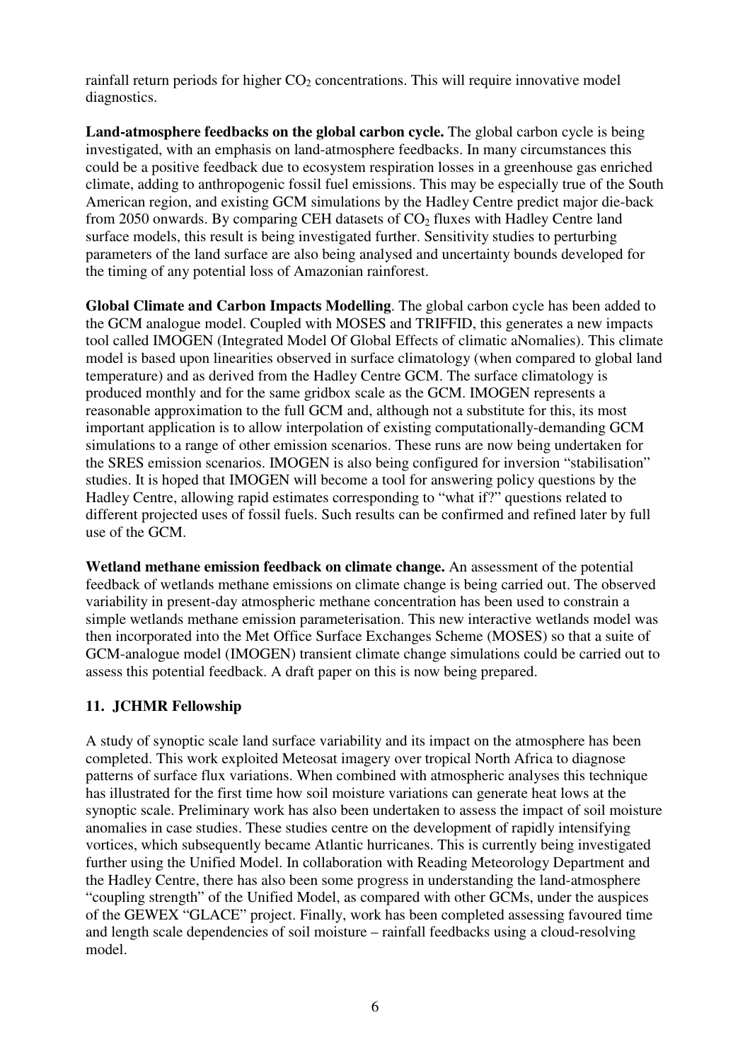rainfall return periods for higher $CO_2$ concentrations. This will require innovative model diagnostics.

**Land-atmosphere feedbacks on the global carbon cycle.** The global carbon cycle is being investigated, with an emphasis on land-atmosphere feedbacks. In many circumstances this could be a positive feedback due to ecosystem respiration losses in a greenhouse gas enriched climate, adding to anthropogenic fossil fuel emissions. This may be especially true of the South American region, and existing GCM simulations by the Hadley Centre predict major die-back from 2050 onwards. By comparing CEH datasets of $CO_2$ fluxes with Hadley Centre land surface models, this result is being investigated further. Sensitivity studies to perturbing parameters of the land surface are also being analysed and uncertainty bounds developed for the timing of any potential loss of Amazonian rainforest.

**Global Climate and Carbon Impacts Modelling**. The global carbon cycle has been added to the GCM analogue model. Coupled with MOSES and TRIFFID, this generates a new impacts tool called IMOGEN (Integrated Model Of Global Effects of climatic aNomalies). This climate model is based upon linearities observed in surface climatology (when compared to global land temperature) and as derived from the Hadley Centre GCM. The surface climatology is produced monthly and for the same gridbox scale as the GCM. IMOGEN represents a reasonable approximation to the full GCM and, although not a substitute for this, its most important application is to allow interpolation of existing computationally-demanding GCM simulations to a range of other emission scenarios. These runs are now being undertaken for the SRES emission scenarios. IMOGEN is also being configured for inversion "stabilisation" studies. It is hoped that IMOGEN will become a tool for answering policy questions by the Hadley Centre, allowing rapid estimates corresponding to "what if?" questions related to different projected uses of fossil fuels. Such results can be confirmed and refined later by full use of the GCM.

**Wetland methane emission feedback on climate change.** An assessment of the potential feedback of wetlands methane emissions on climate change is being carried out. The observed variability in present-day atmospheric methane concentration has been used to constrain a simple wetlands methane emission parameterisation. This new interactive wetlands model was then incorporated into the Met Office Surface Exchanges Scheme (MOSES) so that a suite of GCM-analogue model (IMOGEN) transient climate change simulations could be carried out to assess this potential feedback. A draft paper on this is now being prepared.

## 11. JCHMR Fellowship

A study of synoptic scale land surface variability and its impact on the atmosphere has been completed. This work exploited Meteosat imagery over tropical North Africa to diagnose patterns of surface flux variations. When combined with atmospheric analyses this technique has illustrated for the first time how soil moisture variations can generate heat lows at the synoptic scale. Preliminary work has also been undertaken to assess the impact of soil moisture anomalies in case studies. These studies centre on the development of rapidly intensifying vortices, which subsequently became Atlantic hurricanes. This is currently being investigated further using the Unified Model. In collaboration with Reading Meteorology Department and the Hadley Centre, there has also been some progress in understanding the land-atmosphere "coupling strength" of the Unified Model, as compared with other GCMs, under the auspices of the GEWEX "GLACE" project. Finally, work has been completed assessing favoured time and length scale dependencies of soil moisture – rainfall feedbacks using a cloud-resolving model.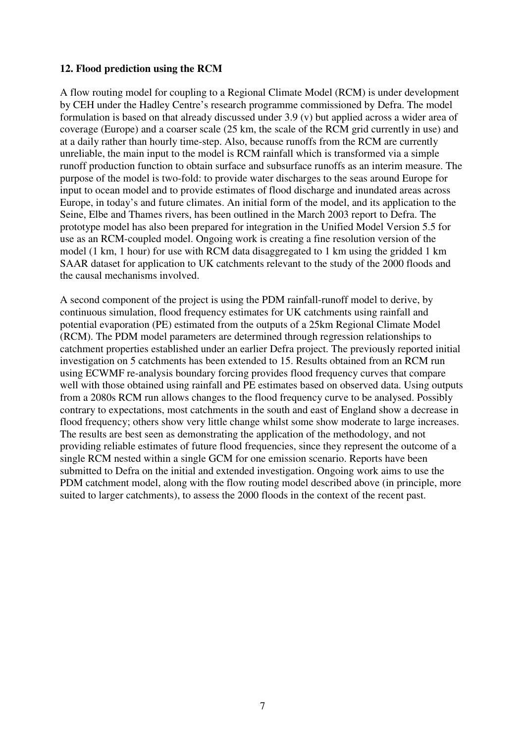**12. Flood prediction using the RCM**

A flow routing model for coupling to a Regional Climate Model (RCM) is under development by CEH under the Hadley Centre's research programme commissioned by Defra. The model formulation is based on that already discussed under 3.9 (v) but applied across a wider area of coverage (Europe) and a coarser scale (25 km, the scale of the RCM grid currently in use) and at a daily rather than hourly time-step. Also, because runoffs from the RCM are currently unreliable, the main input to the model is RCM rainfall which is transformed via a simple runoff production function to obtain surface and subsurface runoffs as an interim measure. The purpose of the model is two-fold: to provide water discharges to the seas around Europe for input to ocean model and to provide estimates of flood discharge and inundated areas across Europe, in today's and future climates. An initial form of the model, and its application to the Seine, Elbe and Thames rivers, has been outlined in the March 2003 report to Defra. The prototype model has also been prepared for integration in the Unified Model Version 5.5 for use as an RCM-coupled model. Ongoing work is creating a fine resolution version of the model (1 km, 1 hour) for use with RCM data disaggregated to 1 km using the gridded 1 km SAAR dataset for application to UK catchments relevant to the study of the 2000 floods and the causal mechanisms involved.

A second component of the project is using the PDM rainfall-runoff model to derive, by continuous simulation, flood frequency estimates for UK catchments using rainfall and potential evaporation (PE) estimated from the outputs of a 25km Regional Climate Model (RCM). The PDM model parameters are determined through regression relationships to catchment properties established under an earlier Defra project. The previously reported initial investigation on 5 catchments has been extended to 15. Results obtained from an RCM run using ECWMF re-analysis boundary forcing provides flood frequency curves that compare well with those obtained using rainfall and PE estimates based on observed data. Using outputs from a 2080s RCM run allows changes to the flood frequency curve to be analysed. Possibly contrary to expectations, most catchments in the south and east of England show a decrease in flood frequency; others show very little change whilst some show moderate to large increases. The results are best seen as demonstrating the application of the methodology, and not providing reliable estimates of future flood frequencies, since they represent the outcome of a single RCM nested within a single GCM for one emission scenario. Reports have been submitted to Defra on the initial and extended investigation. Ongoing work aims to use the PDM catchment model, along with the flow routing model described above (in principle, more suited to larger catchments), to assess the 2000 floods in the context of the recent past.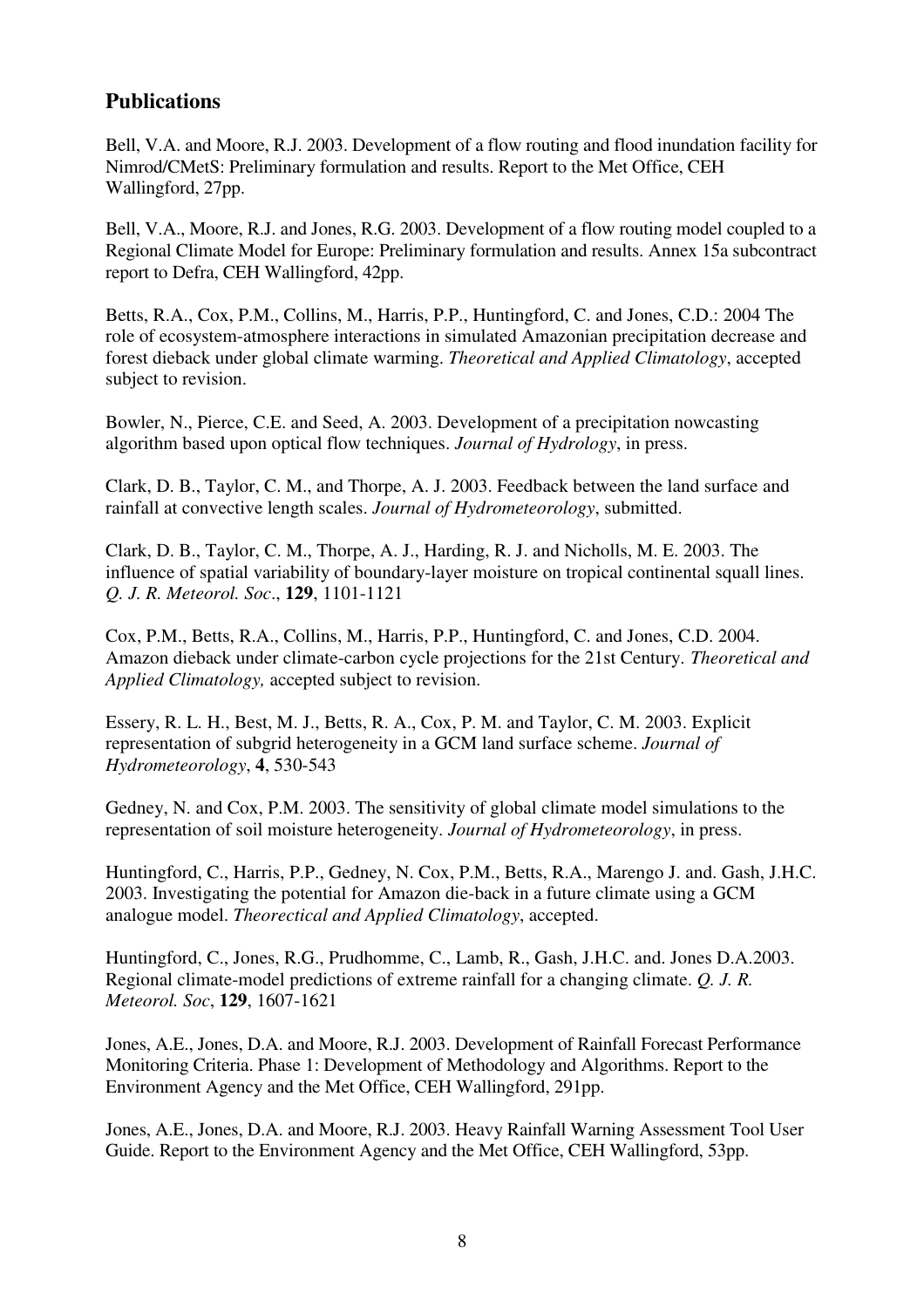## Publications

Bell, V.A. and Moore, R.J. 2003. Development of a flow routing and flood inundation facility for Nimrod/CMetS: Preliminary formulation and results. Report to the Met Office, CEH Wallingford, 27pp.

Bell, V.A., Moore, R.J. and Jones, R.G. 2003. Development of a flow routing model coupled to a Regional Climate Model for Europe: Preliminary formulation and results. Annex 15a subcontract report to Defra, CEH Wallingford, 42pp.

Betts, R.A., Cox, P.M., Collins, M., Harris, P.P., Huntingford, C. and Jones, C.D.: 2004 The role of ecosystem-atmosphere interactions in simulated Amazonian precipitation decrease and forest dieback under global climate warming. *Theoretical and Applied Climatology*, accepted subject to revision.

Bowler, N., Pierce, C.E. and Seed, A. 2003. Development of a precipitation nowcasting algorithm based upon optical flow techniques. *Journal of Hydrology*, in press.

Clark, D. B., Taylor, C. M., and Thorpe, A. J. 2003. Feedback between the land surface and rainfall at convective length scales. *Journal of Hydrometeorology*, submitted.

Clark, D. B., Taylor, C. M., Thorpe, A. J., Harding, R. J. and Nicholls, M. E. 2003. The influence of spatial variability of boundary-layer moisture on tropical continental squall lines. *Q. J. R. Meteorol. Soc*., **129**, 1101-1121

Cox, P.M., Betts, R.A., Collins, M., Harris, P.P., Huntingford, C. and Jones, C.D. 2004. Amazon dieback under climate-carbon cycle projections for the 21st Century. *Theoretical and Applied Climatology,* accepted subject to revision.

Essery, R. L. H., Best, M. J., Betts, R. A., Cox, P. M. and Taylor, C. M. 2003. Explicit representation of subgrid heterogeneity in a GCM land surface scheme. *Journal of Hydrometeorology*, **4**, 530-543

Gedney, N. and Cox, P.M. 2003. The sensitivity of global climate model simulations to the representation of soil moisture heterogeneity. *Journal of Hydrometeorology*, in press.

Huntingford, C., Harris, P.P., Gedney, N. Cox, P.M., Betts, R.A., Marengo J. and. Gash, J.H.C. 2003. Investigating the potential for Amazon die-back in a future climate using a GCM analogue model. *Theorectical and Applied Climatology*, accepted.

Huntingford, C., Jones, R.G., Prudhomme, C., Lamb, R., Gash, J.H.C. and. Jones D.A.2003. Regional climate-model predictions of extreme rainfall for a changing climate. *Q. J. R. Meteorol. Soc*, **129**, 1607-1621

Jones, A.E., Jones, D.A. and Moore, R.J. 2003. Development of Rainfall Forecast Performance Monitoring Criteria. Phase 1: Development of Methodology and Algorithms. Report to the Environment Agency and the Met Office, CEH Wallingford, 291pp.

Jones, A.E., Jones, D.A. and Moore, R.J. 2003. Heavy Rainfall Warning Assessment Tool User Guide. Report to the Environment Agency and the Met Office, CEH Wallingford, 53pp.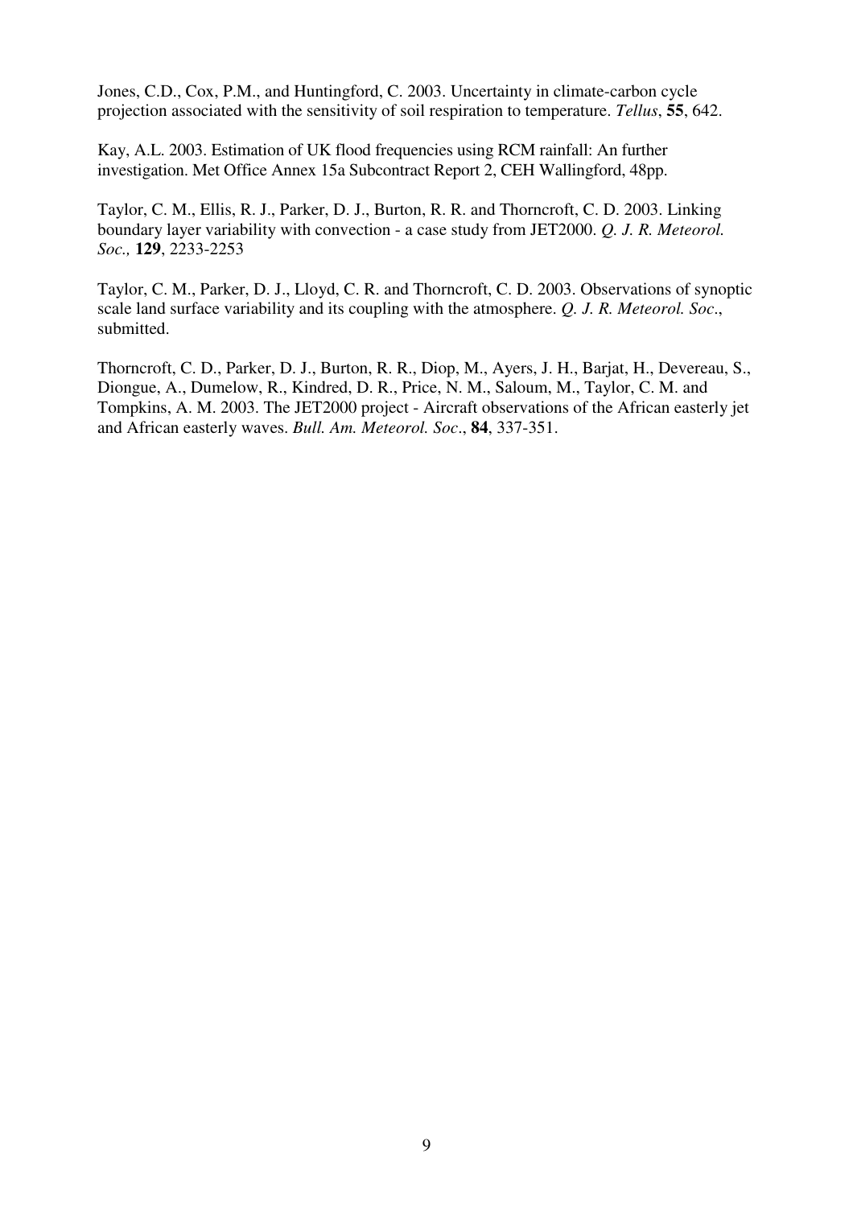Jones, C.D., Cox, P.M., and Huntingford, C. 2003. Uncertainty in climate-carbon cycle projection associated with the sensitivity of soil respiration to temperature. *Tellus*, **55**, 642.

Kay, A.L. 2003. Estimation of UK flood frequencies using RCM rainfall: An further investigation. Met Office Annex 15a Subcontract Report 2, CEH Wallingford, 48pp.

Taylor, C. M., Ellis, R. J., Parker, D. J., Burton, R. R. and Thorncroft, C. D. 2003. Linking boundary layer variability with convection - a case study from JET2000. *Q. J. R. Meteorol. Soc.,* **129**, 2233-2253

Taylor, C. M., Parker, D. J., Lloyd, C. R. and Thorncroft, C. D. 2003. Observations of synoptic scale land surface variability and its coupling with the atmosphere. *Q. J. R. Meteorol. Soc*., submitted.

Thorncroft, C. D., Parker, D. J., Burton, R. R., Diop, M., Ayers, J. H., Barjat, H., Devereau, S., Diongue, A., Dumelow, R., Kindred, D. R., Price, N. M., Saloum, M., Taylor, C. M. and Tompkins, A. M. 2003. The JET2000 project - Aircraft observations of the African easterly jet and African easterly waves. *Bull. Am. Meteorol. Soc*., **84**, 337-351.